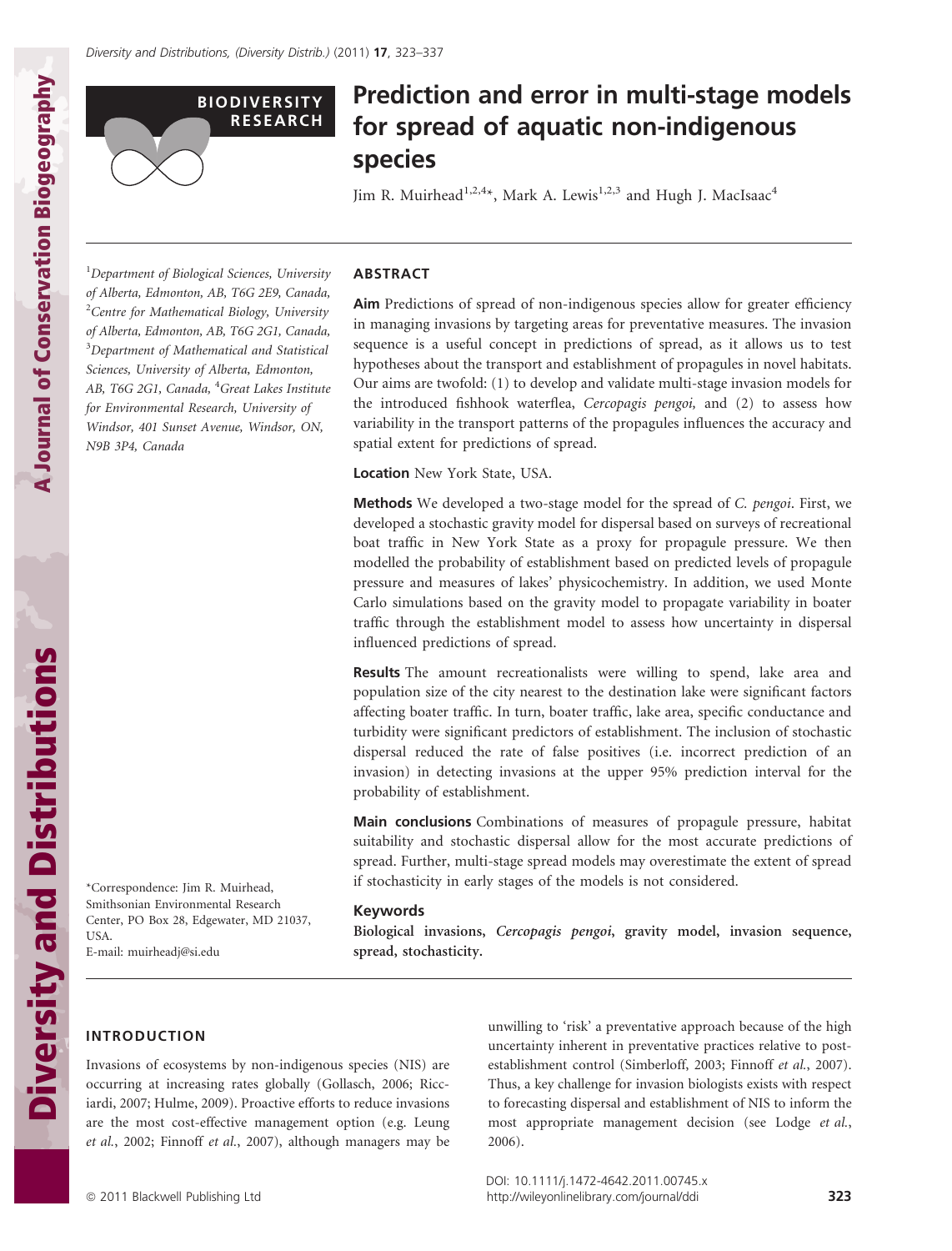BIODIVERSITY RESEARCH

# Prediction and error in multi-stage models for spread of aquatic non-indigenous species

Jim R. Muirhead[1,2,4]*, Mark A. Lewis[1,2,3] and Hugh J. MacIsaac[4]

[1]Department of Biological Sciences, University of Alberta, Edmonton, AB, T6G 2E9, Canada, [2]Centre for Mathematical Biology, University of Alberta, Edmonton, AB, T6G 2G1, Canada, [3]Department of Mathematical and Statistical Sciences, University of Alberta, Edmonton, AB, T6G 2G1, Canada, [4]Great Lakes Institute for Environmental Research, University of Windsor, 401 Sunset Avenue, Windsor, ON, N9B 3P4, Canada

*Correspondence: Jim R. Muirhead, Smithsonian Environmental Research Center, PO Box 28, Edgewater, MD 21037, USA.
E-mail: muirheadj@si.edu

## ABSTRACT

**Aim** Predictions of spread of non-indigenous species allow for greater efficiency in managing invasions by targeting areas for preventative measures. The invasion sequence is a useful concept in predictions of spread, as it allows us to test hypotheses about the transport and establishment of propagules in novel habitats. Our aims are twofold: (1) to develop and validate multi-stage invasion models for the introduced fishhook waterflea, *Cercopagis pengoi*, and (2) to assess how variability in the transport patterns of the propagules influences the accuracy and spatial extent for predictions of spread.

**Location** New York State, USA.

**Methods** We developed a two-stage model for the spread of *C. pengoi*. First, we developed a stochastic gravity model for dispersal based on surveys of recreational boat traffic in New York State as a proxy for propagule pressure. We then modelled the probability of establishment based on predicted levels of propagule pressure and measures of lakes' physicochemistry. In addition, we used Monte Carlo simulations based on the gravity model to propagate variability in boater traffic through the establishment model to assess how uncertainty in dispersal influenced predictions of spread.

**Results** The amount recreationalists were willing to spend, lake area and population size of the city nearest to the destination lake were significant factors affecting boater traffic. In turn, boater traffic, lake area, specific conductance and turbidity were significant predictors of establishment. The inclusion of stochastic dispersal reduced the rate of false positives (i.e. incorrect prediction of an invasion) in detecting invasions at the upper 95% prediction interval for the probability of establishment.

**Main conclusions** Combinations of measures of propagule pressure, habitat suitability and stochastic dispersal allow for the most accurate predictions of spread. Further, multi-stage spread models may overestimate the extent of spread if stochasticity in early stages of the models is not considered.

### Keywords

Biological invasions, *Cercopagis pengoi*, gravity model, invasion sequence, spread, stochasticity.

## INTRODUCTION

Invasions of ecosystems by non-indigenous species (NIS) are occurring at increasing rates globally (Gollasch, 2006; Ricciardi, 2007; Hulme, 2009). Proactive efforts to reduce invasions are the most cost-effective management option (e.g. Leung *et al.*, 2002; Finnoff *et al.*, 2007), although managers may be unwilling to 'risk' a preventative approach because of the high uncertainty inherent in preventative practices relative to post-establishment control (Simberloff, 2003; Finnoff *et al.*, 2007). Thus, a key challenge for invasion biologists exists with respect to forecasting dispersal and establishment of NIS to inform the most appropriate management decision (see Lodge *et al.*, 2006).

DOI: 10.1111/j.1472-4642.2011.00745.x
http://wileyonlinelibrary.com/journal/ddi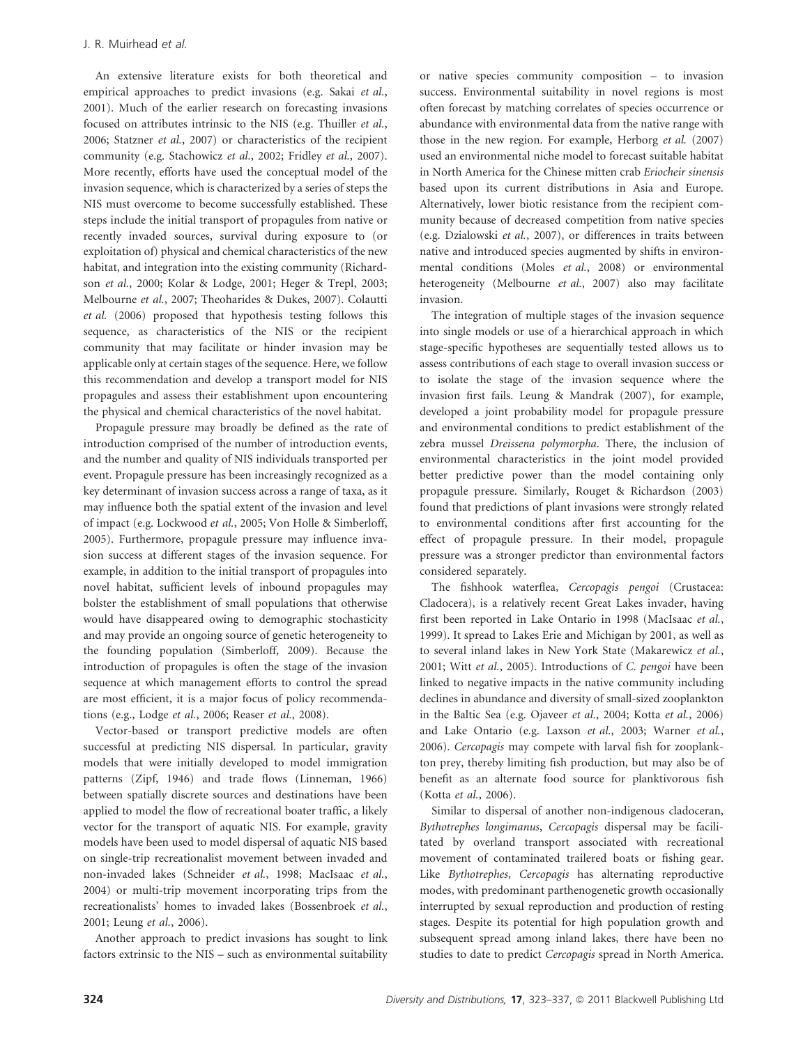An extensive literature exists for both theoretical and empirical approaches to predict invasions (e.g. Sakai *et al.*, 2001). Much of the earlier research on forecasting invasions focused on attributes intrinsic to the NIS (e.g. Thuiller *et al.*, 2006; Statzner *et al.*, 2007) or characteristics of the recipient community (e.g. Stachowicz *et al.*, 2002; Fridley *et al.*, 2007). More recently, efforts have used the conceptual model of the invasion sequence, which is characterized by a series of steps the NIS must overcome to become successfully established. These steps include the initial transport of propagules from native or recently invaded sources, survival during exposure to (or exploitation of) physical and chemical characteristics of the new habitat, and integration into the existing community (Richardson *et al.*, 2000; Kolar & Lodge, 2001; Heger & Trepl, 2003; Melbourne *et al.*, 2007; Theoharides & Dukes, 2007). Colautti *et al.* (2006) proposed that hypothesis testing follows this sequence, as characteristics of the NIS or the recipient community that may facilitate or hinder invasion may be applicable only at certain stages of the sequence. Here, we follow this recommendation and develop a transport model for NIS propagules and assess their establishment upon encountering the physical and chemical characteristics of the novel habitat.

Propagule pressure may broadly be defined as the rate of introduction comprised of the number of introduction events, and the number and quality of NIS individuals transported per event. Propagule pressure has been increasingly recognized as a key determinant of invasion success across a range of taxa, as it may influence both the spatial extent of the invasion and level of impact (e.g. Lockwood *et al.*, 2005; Von Holle & Simberloff, 2005). Furthermore, propagule pressure may influence invasion success at different stages of the invasion sequence. For example, in addition to the initial transport of propagules into novel habitat, sufficient levels of inbound propagules may bolster the establishment of small populations that otherwise would have disappeared owing to demographic stochasticity and may provide an ongoing source of genetic heterogeneity to the founding population (Simberloff, 2009). Because the introduction of propagules is often the stage of the invasion sequence at which management efforts to control the spread are most efficient, it is a major focus of policy recommendations (e.g., Lodge *et al.*, 2006; Reaser *et al.*, 2008).

Vector-based or transport predictive models are often successful at predicting NIS dispersal. In particular, gravity models that were initially developed to model immigration patterns (Zipf, 1946) and trade flows (Linneman, 1966) between spatially discrete sources and destinations have been applied to model the flow of recreational boater traffic, a likely vector for the transport of aquatic NIS. For example, gravity models have been used to model dispersal of aquatic NIS based on single-trip recreationalist movement between invaded and non-invaded lakes (Schneider *et al.*, 1998; MacIsaac *et al.*, 2004) or multi-trip movement incorporating trips from the recreationalists' homes to invaded lakes (Bossenbroek *et al.*, 2001; Leung *et al.*, 2006).

Another approach to predict invasions has sought to link factors extrinsic to the NIS – such as environmental suitability or native species community composition – to invasion success. Environmental suitability in novel regions is most often forecast by matching correlates of species occurrence or abundance with environmental data from the native range with those in the new region. For example, Herborg *et al.* (2007) used an environmental niche model to forecast suitable habitat in North America for the Chinese mitten crab *Eriocheir sinensis* based upon its current distributions in Asia and Europe. Alternatively, lower biotic resistance from the recipient community because of decreased competition from native species (e.g. Dzialowski *et al.*, 2007), or differences in traits between native and introduced species augmented by shifts in environmental conditions (Moles *et al.*, 2008) or environmental heterogeneity (Melbourne *et al.*, 2007) also may facilitate invasion.

The integration of multiple stages of the invasion sequence into single models or use of a hierarchical approach in which stage-specific hypotheses are sequentially tested allows us to assess contributions of each stage to overall invasion success or to isolate the stage of the invasion sequence where the invasion first fails. Leung & Mandrak (2007), for example, developed a joint probability model for propagule pressure and environmental conditions to predict establishment of the zebra mussel *Dreissena polymorpha*. There, the inclusion of environmental characteristics in the joint model provided better predictive power than the model containing only propagule pressure. Similarly, Rouget & Richardson (2003) found that predictions of plant invasions were strongly related to environmental conditions after first accounting for the effect of propagule pressure. In their model, propagule pressure was a stronger predictor than environmental factors considered separately.

The fishhook waterflea, *Cercopagis pengoi* (Crustacea: Cladocera), is a relatively recent Great Lakes invader, having first been reported in Lake Ontario in 1998 (MacIsaac *et al.*, 1999). It spread to Lakes Erie and Michigan by 2001, as well as to several inland lakes in New York State (Makarewicz *et al.*, 2001; Witt *et al.*, 2005). Introductions of *C. pengoi* have been linked to negative impacts in the native community including declines in abundance and diversity of small-sized zooplankton in the Baltic Sea (e.g. Ojaveer *et al.*, 2004; Kotta *et al.*, 2006) and Lake Ontario (e.g. Laxson *et al.*, 2003; Warner *et al.*, 2006). *Cercopagis* may compete with larval fish for zooplankton prey, thereby limiting fish production, but may also be of benefit as an alternate food source for planktivorous fish (Kotta *et al.*, 2006).

Similar to dispersal of another non-indigenous cladoceran, *Bythotrephes longimanus*, *Cercopagis* dispersal may be facilitated by overland transport associated with recreational movement of contaminated trailered boats or fishing gear. Like *Bythotrephes*, *Cercopagis* has alternating reproductive modes, with predominant parthenogenetic growth occasionally interrupted by sexual reproduction and production of resting stages. Despite its potential for high population growth and subsequent spread among inland lakes, there have been no studies to date to predict *Cercopagis* spread in North America.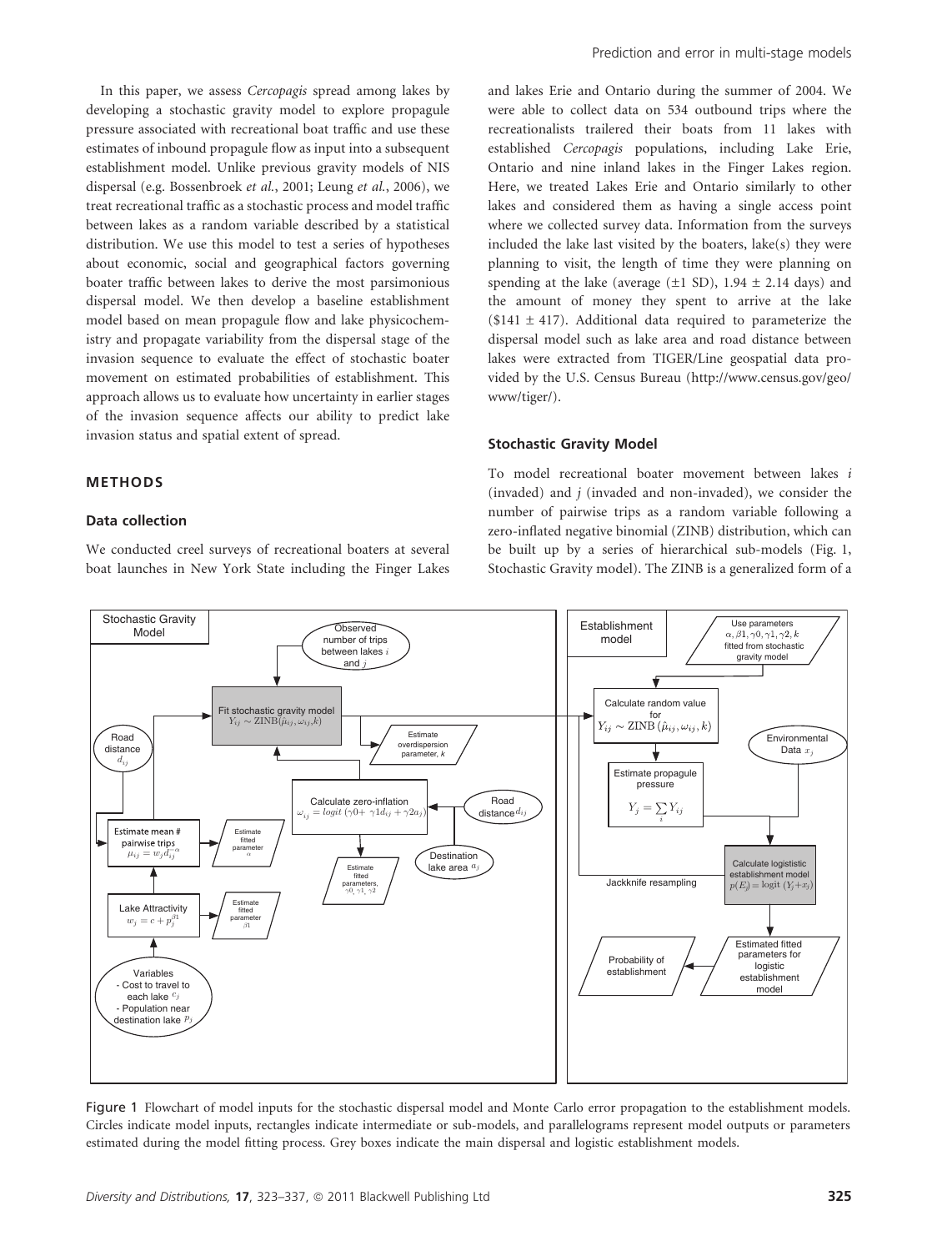In this paper, we assess *Cercopagis* spread among lakes by developing a stochastic gravity model to explore propagule pressure associated with recreational boat traffic and use these estimates of inbound propagule flow as input into a subsequent establishment model. Unlike previous gravity models of NIS dispersal (e.g. Bossenbroek *et al.*, 2001; Leung *et al.*, 2006), we treat recreational traffic as a stochastic process and model traffic between lakes as a random variable described by a statistical distribution. We use this model to test a series of hypotheses about economic, social and geographical factors governing boater traffic between lakes to derive the most parsimonious dispersal model. We then develop a baseline establishment model based on mean propagule flow and lake physicochemistry and propagate variability from the dispersal stage of the invasion sequence to evaluate the effect of stochastic boater movement on estimated probabilities of establishment. This approach allows us to evaluate how uncertainty in earlier stages of the invasion sequence affects our ability to predict lake invasion status and spatial extent of spread.

## METHODS

### Data collection

We conducted creel surveys of recreational boaters at several boat launches in New York State including the Finger Lakes and lakes Erie and Ontario during the summer of 2004. We were able to collect data on 534 outbound trips where the recreationalists trailered their boats from 11 lakes with established *Cercopagis* populations, including Lake Erie, Ontario and nine inland lakes in the Finger Lakes region. Here, we treated Lakes Erie and Ontario similarly to other lakes and considered them as having a single access point where we collected survey data. Information from the surveys included the lake last visited by the boaters, lake(s) they were planning to visit, the length of time they were planning on spending at the lake (average (±1 SD), 1.94 ± 2.14 days) and the amount of money they spent to arrive at the lake ($141 ± 417). Additional data required to parameterize the dispersal model such as lake area and road distance between lakes were extracted from TIGER/Line geospatial data provided by the U.S. Census Bureau (http://www.census.gov/geo/www/tiger/).

### Stochastic Gravity Model

To model recreational boater movement between lakes $i$ (invaded) and $j$ (invaded and non-invaded), we consider the number of pairwise trips as a random variable following a zero-inflated negative binomial (ZINB) distribution, which can be built up by a series of hierarchical sub-models (Fig. 1, Stochastic Gravity model). The ZINB is a generalized form of a

Figure 1 Flowchart of model inputs for the stochastic dispersal model and Monte Carlo error propagation to the establishment models. Circles indicate model inputs, rectangles indicate intermediate or sub-models, and parallelograms represent model outputs or parameters estimated during the model fitting process. Grey boxes indicate the main dispersal and logistic establishment models.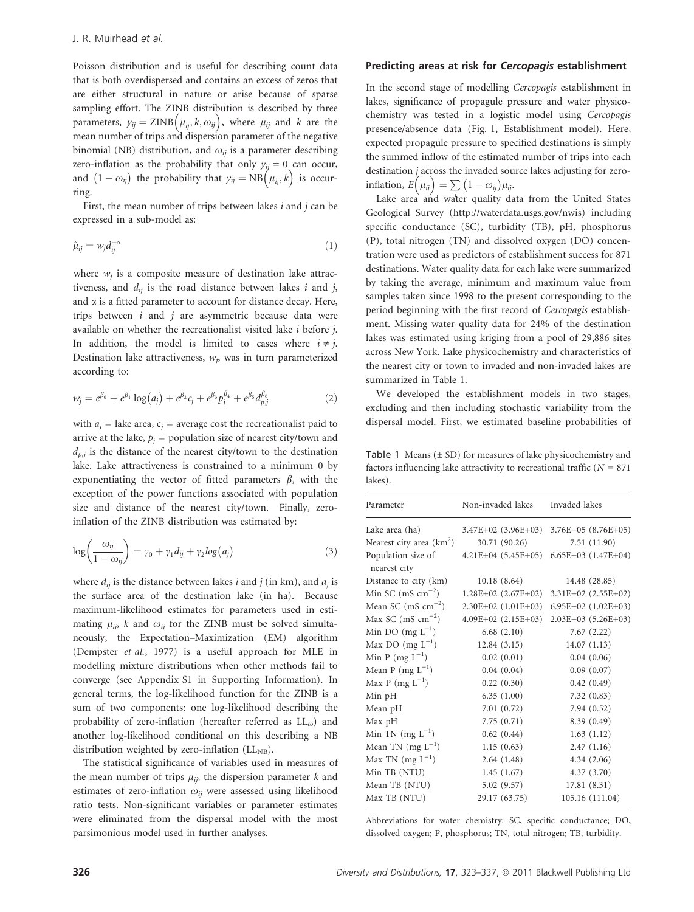Poisson distribution and is useful for describing count data that is both overdispersed and contains an excess of zeros that are either structural in nature or arise because of sparse sampling effort. The ZINB distribution is described by three parameters, $y_{ij} = \text{ZINB}\left(\mu_{ij}, k, \omega_{ij}\right)$, where $\mu_{ij}$ and $k$ are the mean number of trips and dispersion parameter of the negative binomial (NB) distribution, and $\omega_{ij}$ is a parameter describing zero-inflation as the probability that only $y_{ij} = 0$ can occur, and $\left(1 - \omega_{ij}\right)$ the probability that $y_{ij} = \text{NB}\left(\mu_{ij}, k\right)$ is occurring.

First, the mean number of trips between lakes $i$ and $j$ can be expressed in a sub-model as:

$$\hat{\mu}_{ij} = w_j d_{ij}^{-\alpha} \tag{1}$$

where $w_j$ is a composite measure of destination lake attractiveness, and $d_{ij}$ is the road distance between lakes $i$ and $j$, and $\alpha$ is a fitted parameter to account for distance decay. Here, trips between $i$ and $j$ are asymmetric because data were available on whether the recreationalist visited lake $i$ before $j$. In addition, the model is limited to cases where $i \neq j$. Destination lake attractiveness, $w_j$, was in turn parameterized according to:

$$w_j = e^{\beta_0} + e^{\beta_1}\log\left(a_j\right) + e^{\beta_2}c_j + e^{\beta_3}p_j^{\beta_4} + e^{\beta_5}d_{p,j}^{\beta_6} \tag{2}$$

with $a_j$ = lake area, $c_j$ = average cost the recreationalist paid to arrive at the lake, $p_j$ = population size of nearest city/town and $d_{p,j}$ is the distance of the nearest city/town to the destination lake. Lake attractiveness is constrained to a minimum 0 by exponentiating the vector of fitted parameters $\beta$, with the exception of the power functions associated with population size and distance of the nearest city/town. Finally, zero-inflation of the ZINB distribution was estimated by:

$$\log\left(\frac{\omega_{ij}}{1 - \omega_{ij}}\right) = \gamma_0 + \gamma_1 d_{ij} + \gamma_2 log\left(a_j\right) \tag{3}$$

where $d_{ij}$ is the distance between lakes $i$ and $j$ (in km), and $a_j$ is the surface area of the destination lake (in ha). Because maximum-likelihood estimates for parameters used in estimating $\mu_{ij}$, $k$ and $\omega_{ij}$ for the ZINB must be solved simultaneously, the Expectation–Maximization (EM) algorithm (Dempster *et al.*, 1977) is a useful approach for MLE in modelling mixture distributions when other methods fail to converge (see Appendix S1 in Supporting Information). In general terms, the log-likelihood function for the ZINB is a sum of two components: one log-likelihood describing the probability of zero-inflation (hereafter referred as $LL_{\omega}$) and another log-likelihood conditional on this describing a NB distribution weighted by zero-inflation ($LL_{NB}$).

The statistical significance of variables used in measures of the mean number of trips $\mu_{ij}$, the dispersion parameter $k$ and estimates of zero-inflation $\omega_{ij}$ were assessed using likelihood ratio tests. Non-significant variables or parameter estimates were eliminated from the dispersal model with the most parsimonious model used in further analyses.

### Predicting areas at risk for *Cercopagis* establishment

In the second stage of modelling *Cercopagis* establishment in lakes, significance of propagule pressure and water physicochemistry was tested in a logistic model using *Cercopagis* presence/absence data (Fig. 1, Establishment model). Here, expected propagule pressure to specified destinations is simply the summed inflow of the estimated number of trips into each destination $j$ across the invaded source lakes adjusting for zero-inflation, $E\left(\mu_{ij}\right) = \sum_i \left(1 - \omega_{ij}\right)\mu_{ij}$.

Lake area and water quality data from the United States Geological Survey (http://waterdata.usgs.gov/nwis) including specific conductance (SC), turbidity (TB), pH, phosphorus (P), total nitrogen (TN) and dissolved oxygen (DO) concentration were used as predictors of establishment success for 871 destinations. Water quality data for each lake were summarized by taking the average, minimum and maximum value from samples taken since 1998 to the present corresponding to the period beginning with the first record of *Cercopagis* establishment. Missing water quality data for 24% of the destination lakes was estimated using kriging from a pool of 29,886 sites across New York. Lake physicochemistry and characteristics of the nearest city or town to invaded and non-invaded lakes are summarized in Table 1.

We developed the establishment models in two stages, excluding and then including stochastic variability from the dispersal model. First, we estimated baseline probabilities of

**Table 1** Means (± SD) for measures of lake physicochemistry and factors influencing lake attractivity to recreational traffic ($N$ = 871 lakes).

| Parameter | Non-invaded lakes | Invaded lakes |
|---|---|---|
| Lake area (ha) | 3.47E+02 (3.96E+03) | 3.76E+05 (8.76E+05) |
| Nearest city area (km$^2$) | 30.71 (90.26) | 7.51 (11.90) |
| Population size of nearest city | 4.21E+04 (5.45E+05) | 6.65E+03 (1.47E+04) |
| Distance to city (km) | 10.18 (8.64) | 14.48 (28.85) |
| Min SC (mS cm$^{-2}$) | 1.28E+02 (2.67E+02) | 3.31E+02 (2.55E+02) |
| Mean SC (mS cm$^{-2}$) | 2.30E+02 (1.01E+03) | 6.95E+02 (1.02E+03) |
| Max SC (mS cm$^{-2}$) | 4.09E+02 (2.15E+03) | 2.03E+03 (5.26E+03) |
| Min DO (mg L$^{-1}$) | 6.68 (2.10) | 7.67 (2.22) |
| Max DO (mg L$^{-1}$) | 12.84 (3.15) | 14.07 (1.13) |
| Min P (mg L$^{-1}$) | 0.02 (0.01) | 0.04 (0.06) |
| Mean P (mg L$^{-1}$) | 0.04 (0.04) | 0.09 (0.07) |
| Max P (mg L$^{-1}$) | 0.22 (0.30) | 0.42 (0.49) |
| Min pH | 6.35 (1.00) | 7.32 (0.83) |
| Mean pH | 7.01 (0.72) | 7.94 (0.52) |
| Max pH | 7.75 (0.71) | 8.39 (0.49) |
| Min TN (mg L$^{-1}$) | 0.62 (0.44) | 1.63 (1.12) |
| Mean TN (mg L$^{-1}$) | 1.15 (0.63) | 2.47 (1.16) |
| Max TN (mg L$^{-1}$) | 2.64 (1.48) | 4.34 (2.06) |
| Min TB (NTU) | 1.45 (1.67) | 4.37 (3.70) |
| Mean TB (NTU) | 5.02 (9.57) | 17.81 (8.31) |
| Max TB (NTU) | 29.17 (63.75) | 105.16 (111.04) |

Abbreviations for water chemistry: SC, specific conductance; DO, dissolved oxygen; P, phosphorus; TN, total nitrogen; TB, turbidity.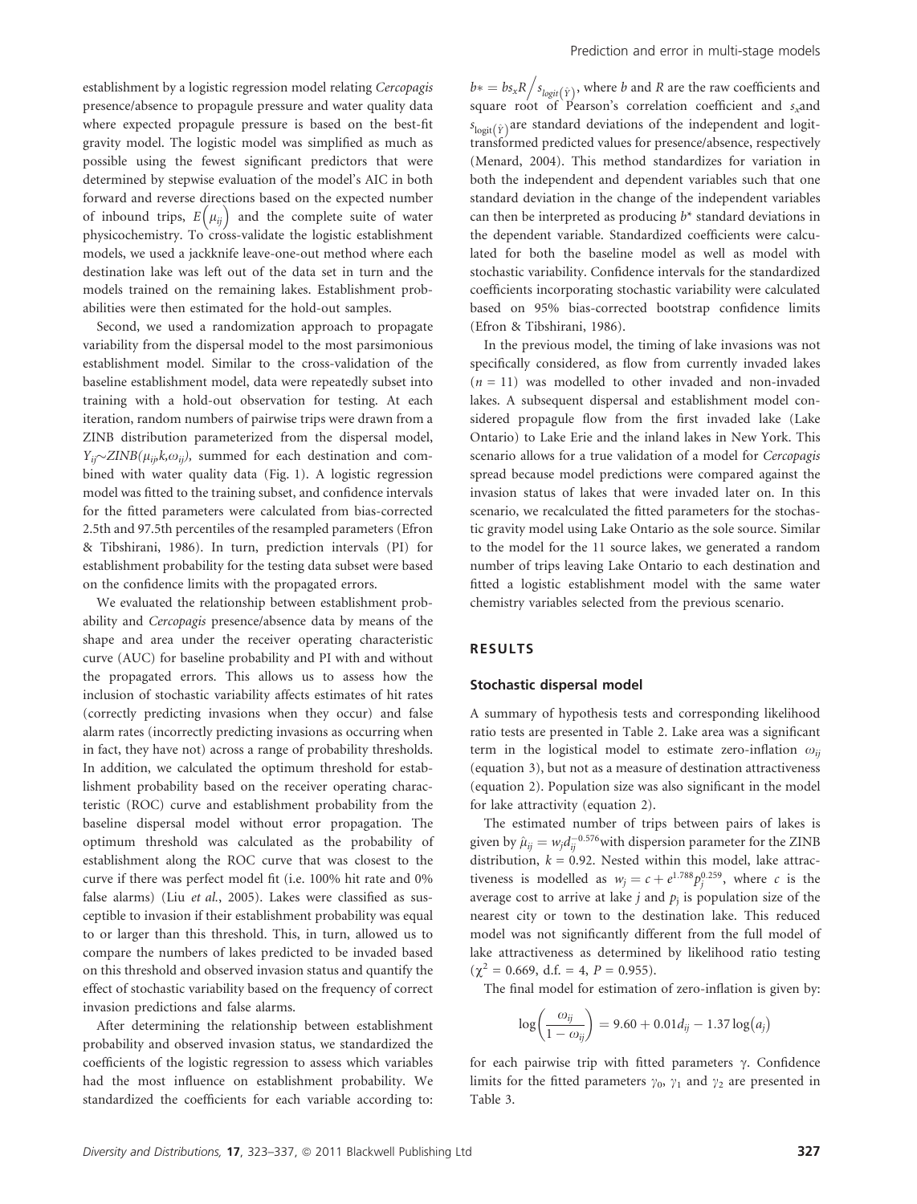establishment by a logistic regression model relating *Cercopagis* presence/absence to propagule pressure and water quality data where expected propagule pressure is based on the best-fit gravity model. The logistic model was simplified as much as possible using the fewest significant predictors that were determined by stepwise evaluation of the model's AIC in both forward and reverse directions based on the expected number of inbound trips, $E(\mu_{ij})$ and the complete suite of water physicochemistry. To cross-validate the logistic establishment models, we used a jackknife leave-one-out method where each destination lake was left out of the data set in turn and the models trained on the remaining lakes. Establishment probabilities were then estimated for the hold-out samples.

Second, we used a randomization approach to propagate variability from the dispersal model to the most parsimonious establishment model. Similar to the cross-validation of the baseline establishment model, data were repeatedly subset into training with a hold-out observation for testing. At each iteration, random numbers of pairwise trips were drawn from a ZINB distribution parameterized from the dispersal model, $Y_{ij} \sim ZINB(\mu_{ij}, k, \omega_{ij})$, summed for each destination and combined with water quality data (Fig. 1). A logistic regression model was fitted to the training subset, and confidence intervals for the fitted parameters were calculated from bias-corrected 2.5th and 97.5th percentiles of the resampled parameters (Efron & Tibshirani, 1986). In turn, prediction intervals (PI) for establishment probability for the testing data subset were based on the confidence limits with the propagated errors.

We evaluated the relationship between establishment probability and *Cercopagis* presence/absence data by means of the shape and area under the receiver operating characteristic curve (AUC) for baseline probability and PI with and without the propagated errors. This allows us to assess how the inclusion of stochastic variability affects estimates of hit rates (correctly predicting invasions when they occur) and false alarm rates (incorrectly predicting invasions as occurring when in fact, they have not) across a range of probability thresholds. In addition, we calculated the optimum threshold for establishment probability based on the receiver operating characteristic (ROC) curve and establishment probability from the baseline dispersal model without error propagation. The optimum threshold was calculated as the probability of establishment along the ROC curve that was closest to the curve if there was perfect model fit (i.e. 100% hit rate and 0% false alarms) (Liu *et al.*, 2005). Lakes were classified as susceptible to invasion if their establishment probability was equal to or larger than this threshold. This, in turn, allowed us to compare the numbers of lakes predicted to be invaded based on this threshold and observed invasion status and quantify the effect of stochastic variability based on the frequency of correct invasion predictions and false alarms.

After determining the relationship between establishment probability and observed invasion status, we standardized the coefficients of the logistic regression to assess which variables had the most influence on establishment probability. We standardized the coefficients for each variable according to: $b* = b s_x R / s_{logit(\hat{Y})}$, where $b$ and $R$ are the raw coefficients and square root of Pearson's correlation coefficient and $s_x$ and $s_{logit(\hat{Y})}$ are standard deviations of the independent and logit-transformed predicted values for presence/absence, respectively (Menard, 2004). This method standardizes for variation in both the independent and dependent variables such that one standard deviation in the change of the independent variables can then be interpreted as producing $b^*$ standard deviations in the dependent variable. Standardized coefficients were calculated for both the baseline model as well as model with stochastic variability. Confidence intervals for the standardized coefficients incorporating stochastic variability were calculated based on 95% bias-corrected bootstrap confidence limits (Efron & Tibshirani, 1986).

In the previous model, the timing of lake invasions was not specifically considered, as flow from currently invaded lakes ($n = 11$) was modelled to other invaded and non-invaded lakes. A subsequent dispersal and establishment model considered propagule flow from the first invaded lake (Lake Ontario) to Lake Erie and the inland lakes in New York. This scenario allows for a true validation of a model for *Cercopagis* spread because model predictions were compared against the invasion status of lakes that were invaded later on. In this scenario, we recalculated the fitted parameters for the stochastic gravity model using Lake Ontario as the sole source. Similar to the model for the 11 source lakes, we generated a random number of trips leaving Lake Ontario to each destination and fitted a logistic establishment model with the same water chemistry variables selected from the previous scenario.

## RESULTS

### Stochastic dispersal model

A summary of hypothesis tests and corresponding likelihood ratio tests are presented in Table 2. Lake area was a significant term in the logistical model to estimate zero-inflation $\omega_{ij}$ (equation 3), but not as a measure of destination attractiveness (equation 2). Population size was also significant in the model for lake attractivity (equation 2).

The estimated number of trips between pairs of lakes is given by $\hat{\mu}_{ij} = w_j d_{ij}^{-0.576}$ with dispersion parameter for the ZINB distribution, $k = 0.92$. Nested within this model, lake attractiveness is modelled as $w_j = c + e^{1.788} p_j^{0.259}$, where $c$ is the average cost to arrive at lake $j$ and $p_j$ is population size of the nearest city or town to the destination lake. This reduced model was not significantly different from the full model of lake attractiveness as determined by likelihood ratio testing ($\chi^2 = 0.669$, d.f. = 4, $P = 0.955$).

The final model for estimation of zero-inflation is given by:

$$\log\left(\frac{\omega_{ij}}{1 - \omega_{ij}}\right) = 9.60 + 0.01 d_{ij} - 1.37 \log(a_j)$$

for each pairwise trip with fitted parameters $\gamma$. Confidence limits for the fitted parameters $\gamma_0$, $\gamma_1$ and $\gamma_2$ are presented in Table 3.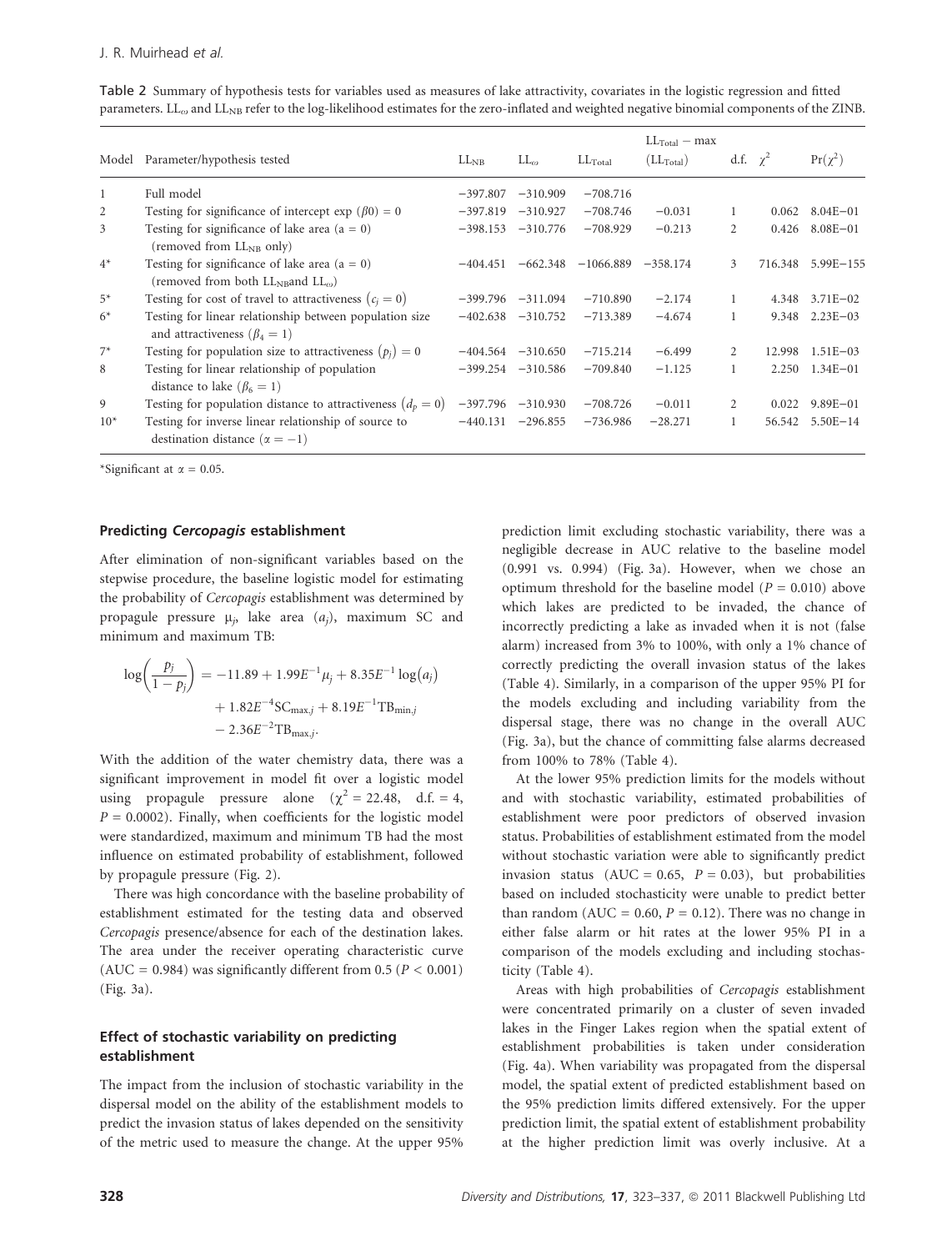Table 2 Summary of hypothesis tests for variables used as measures of lake attractivity, covariates in the logistic regression and fitted parameters. $LL_{\omega}$ and $LL_{NB}$ refer to the log-likelihood estimates for the zero-inflated and weighted negative binomial components of the ZINB.

| Model | Parameter/hypothesis tested | $LL_{NB}$ | $LL_{\omega}$ | $LL_{Total}$ | $LL_{Total}$ − max ($LL_{Total}$) | d.f. | $\chi^2$ | $Pr(\chi^2)$ |
|---|---|---|---|---|---|---|---|---|
| 1 | Full model | −397.807 | −310.909 | −708.716 | | | | |
| 2 | Testing for significance of intercept exp $(\beta0) = 0$ | −397.819 | −310.927 | −708.746 | −0.031 | 1 | 0.062 | 8.04E−01 |
| 3 | Testing for significance of lake area $(a = 0)$ (removed from $LL_{NB}$ only) | −398.153 | −310.776 | −708.929 | −0.213 | 2 | 0.426 | 8.08E−01 |
| 4* | Testing for significance of lake area $(a = 0)$ (removed from both $LL_{NB}$and $LL_{\omega}$) | −404.451 | −662.348 | −1066.889 | −358.174 | 3 | 716.348 | 5.99E−155 |
| 5* | Testing for cost of travel to attractiveness $(c_j = 0)$ | −399.796 | −311.094 | −710.890 | −2.174 | 1 | 4.348 | 3.71E−02 |
| 6* | Testing for linear relationship between population size and attractiveness $(\beta_4 = 1)$ | −402.638 | −310.752 | −713.389 | −4.674 | 1 | 9.348 | 2.23E−03 |
| 7* | Testing for population size to attractiveness $(p_j) = 0$ | −404.564 | −310.650 | −715.214 | −6.499 | 2 | 12.998 | 1.51E−03 |
| 8 | Testing for linear relationship of population distance to lake $(\beta_6 = 1)$ | −399.254 | −310.586 | −709.840 | −1.125 | 1 | 2.250 | 1.34E−01 |
| 9 | Testing for population distance to attractiveness $(d_p = 0)$ | −397.796 | −310.930 | −708.726 | −0.011 | 2 | 0.022 | 9.89E−01 |
| 10* | Testing for inverse linear relationship of source to destination distance $(\alpha = -1)$ | −440.131 | −296.855 | −736.986 | −28.271 | 1 | 56.542 | 5.50E−14 |

*Significant at $\alpha = 0.05$.

### Predicting *Cercopagis* establishment

After elimination of non-significant variables based on the stepwise procedure, the baseline logistic model for estimating the probability of *Cercopagis* establishment was determined by propagule pressure $\mu_j$, lake area $(a_j)$, maximum SC and minimum and maximum TB:

$$\log\left(\frac{p_j}{1-p_j}\right) = -11.89 + 1.99E^{-1}\mu_j + 8.35E^{-1}\log(a_j) + 1.82E^{-4}\text{SC}_{\max,j} + 8.19E^{-1}\text{TB}_{\min,j} - 2.36E^{-2}\text{TB}_{\max,j}.$$

With the addition of the water chemistry data, there was a significant improvement in model fit over a logistic model using propagule pressure alone ($\chi^2 = 22.48$, d.f. = 4, $P = 0.0002$). Finally, when coefficients for the logistic model were standardized, maximum and minimum TB had the most influence on estimated probability of establishment, followed by propagule pressure (Fig. 2).

There was high concordance with the baseline probability of establishment estimated for the testing data and observed *Cercopagis* presence/absence for each of the destination lakes. The area under the receiver operating characteristic curve (AUC = 0.984) was significantly different from 0.5 ($P < 0.001$) (Fig. 3a).

### Effect of stochastic variability on predicting establishment

The impact from the inclusion of stochastic variability in the dispersal model on the ability of the establishment models to predict the invasion status of lakes depended on the sensitivity of the metric used to measure the change. At the upper 95% prediction limit excluding stochastic variability, there was a negligible decrease in AUC relative to the baseline model (0.991 vs. 0.994) (Fig. 3a). However, when we chose an optimum threshold for the baseline model ($P = 0.010$) above which lakes are predicted to be invaded, the chance of incorrectly predicting a lake as invaded when it is not (false alarm) increased from 3% to 100%, with only a 1% chance of correctly predicting the overall invasion status of the lakes (Table 4). Similarly, in a comparison of the upper 95% PI for the models excluding and including variability from the dispersal stage, there was no change in the overall AUC (Fig. 3a), but the chance of committing false alarms decreased from 100% to 78% (Table 4).

At the lower 95% prediction limits for the models without and with stochastic variability, estimated probabilities of establishment were poor predictors of observed invasion status. Probabilities of establishment estimated from the model without stochastic variation were able to significantly predict invasion status (AUC = 0.65, $P = 0.03$), but probabilities based on included stochasticity were unable to predict better than random (AUC = 0.60, $P = 0.12$). There was no change in either false alarm or hit rates at the lower 95% PI in a comparison of the models excluding and including stochasticity (Table 4).

Areas with high probabilities of *Cercopagis* establishment were concentrated primarily on a cluster of seven invaded lakes in the Finger Lakes region when the spatial extent of establishment probabilities is taken under consideration (Fig. 4a). When variability was propagated from the dispersal model, the spatial extent of predicted establishment based on the 95% prediction limits differed extensively. For the upper prediction limit, the spatial extent of establishment probability at the higher prediction limit was overly inclusive. At a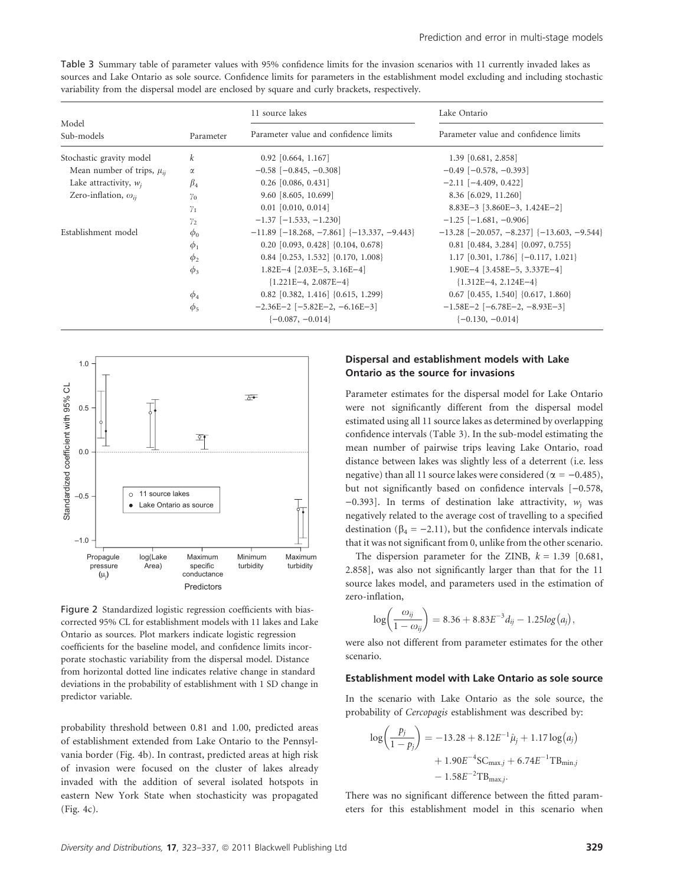**Table 3** Summary table of parameter values with 95% confidence limits for the invasion scenarios with 11 currently invaded lakes as sources and Lake Ontario as sole source. Confidence limits for parameters in the establishment model excluding and including stochastic variability from the dispersal model are enclosed by square and curly brackets, respectively.

| Model Sub-models | Parameter | 11 source lakes Parameter value and confidence limits | Lake Ontario Parameter value and confidence limits |
|---|---|---|---|
| Stochastic gravity model | $k$ | 0.92 [0.664, 1.167] | 1.39 [0.681, 2.858] |
| Mean number of trips, $\mu_{ij}$ | $\alpha$ | −0.58 [−0.845, −0.308] | −0.49 [−0.578, −0.393] |
| Lake attractivity, $w_j$ | $\beta_4$ | 0.26 [0.086, 0.431] | −2.11 [−4.409, 0.422] |
| Zero-inflation, $\omega_{ij}$ | $\gamma_0$ | 9.60 [8.605, 10.699] | 8.36 [6.029, 11.260] |
| | $\gamma_1$ | 0.01 [0.010, 0.014] | 8.83E−3 [3.860E−3, 1.424E−2] |
| | $\gamma_2$ | −1.37 [−1.533, −1.230] | −1.25 [−1.681, −0.906] |
| Establishment model | $\phi_0$ | −11.89 [−18.268, −7.861] {−13.337, −9.443} | −13.28 [−20.057, −8.237] {−13.603, −9.544} |
| | $\phi_1$ | 0.20 [0.093, 0.428] {0.104, 0.678} | 0.81 [0.484, 3.284] {0.097, 0.755} |
| | $\phi_2$ | 0.84 [0.253, 1.532] {0.170, 1.008} | 1.17 [0.301, 1.786] {−0.117, 1.021} |
| | $\phi_3$ | 1.82E−4 [2.03E−5, 3.16E−4] {1.221E−4, 2.087E−4} | 1.90E−4 [3.458E−5, 3.337E−4] {1.312E−4, 2.124E−4} |
| | $\phi_4$ | 0.82 [0.382, 1.416] {0.615, 1.299} | 0.67 [0.455, 1.540] {0.617, 1.860} |
| | $\phi_5$ | −2.36E−2 [−5.82E−2, −6.16E−3] {−0.087, −0.014} | −1.58E−2 [−6.78E−2, −8.93E−3] {−0.130, −0.014} |

Figure 2 Standardized logistic regression coefficients with bias-corrected 95% CL for establishment models with 11 lakes and Lake Ontario as sources. Plot markers indicate logistic regression coefficients for the baseline model, and confidence limits incorporate stochastic variability from the dispersal model. Distance from horizontal dotted line indicates relative change in standard deviations in the probability of establishment with 1 SD change in predictor variable.

probability threshold between 0.81 and 1.00, predicted areas of establishment extended from Lake Ontario to the Pennsylvania border (Fig. 4b). In contrast, predicted areas at high risk of invasion were focused on the cluster of lakes already invaded with the addition of several isolated hotspots in eastern New York State when stochasticity was propagated (Fig. 4c).

### Dispersal and establishment models with Lake Ontario as the source for invasions

Parameter estimates for the dispersal model for Lake Ontario were not significantly different from the dispersal model estimated using all 11 source lakes as determined by overlapping confidence intervals (Table 3). In the sub-model estimating the mean number of pairwise trips leaving Lake Ontario, road distance between lakes was slightly less of a deterrent (i.e. less negative) than all 11 source lakes were considered ($\alpha = -0.485$), but not significantly based on confidence intervals [−0.578, −0.393]. In terms of destination lake attractivity, $w_j$ was negatively related to the average cost of travelling to a specified destination ($\beta_4 = -2.11$), but the confidence intervals indicate that it was not significant from 0, unlike from the other scenario.

The dispersion parameter for the ZINB, $k = 1.39$ [0.681, 2.858], was also not significantly larger than that for the 11 source lakes model, and parameters used in the estimation of zero-inflation,

$$\log\left(\frac{\omega_{ij}}{1-\omega_{ij}}\right) = 8.36 + 8.83E^{-3}d_{ij} - 1.25log(a_j),$$

were also not different from parameter estimates for the other scenario.

### Establishment model with Lake Ontario as sole source

In the scenario with Lake Ontario as the sole source, the probability of *Cercopagis* establishment was described by:

$$\log\left(\frac{p_j}{1-p_j}\right) = -13.28 + 8.12E^{-1}\hat{\mu}_j + 1.17\log(a_j) + 1.90E^{-4}\text{SC}_{\max,j} + 6.74E^{-1}\text{TB}_{\min,j} - 1.58E^{-2}\text{TB}_{\max,j}.$$

There was no significant difference between the fitted parameters for this establishment model in this scenario when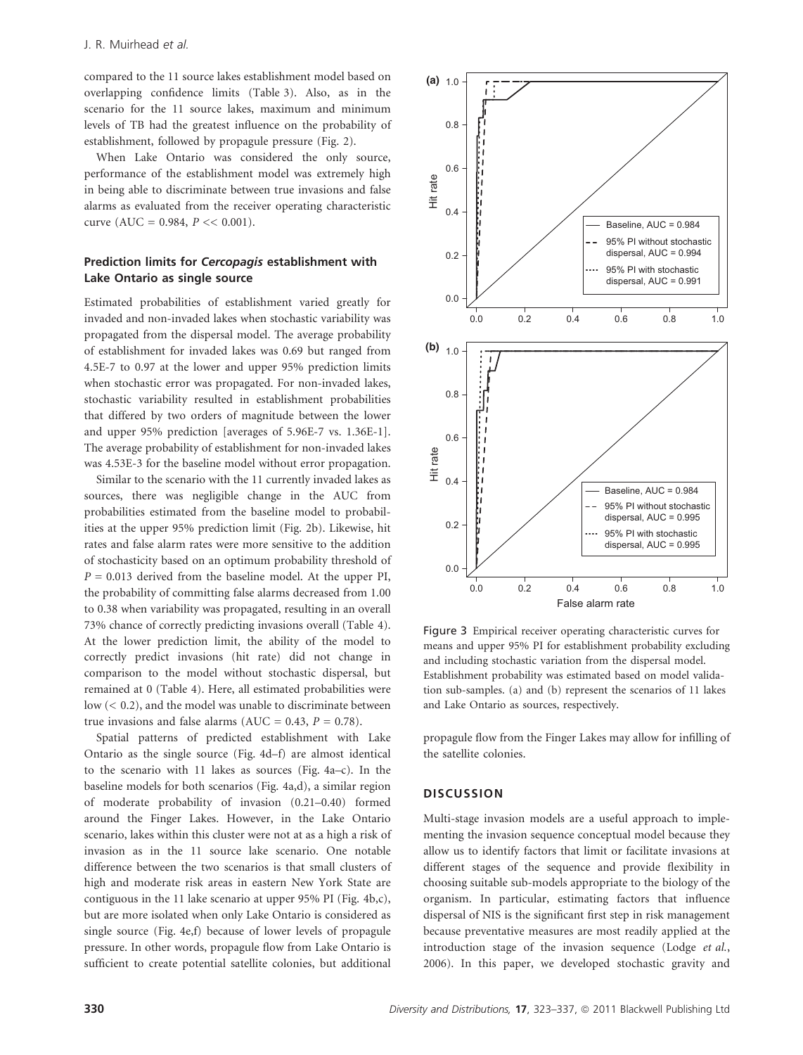compared to the 11 source lakes establishment model based on overlapping confidence limits (Table 3). Also, as in the scenario for the 11 source lakes, maximum and minimum levels of TB had the greatest influence on the probability of establishment, followed by propagule pressure (Fig. 2).

When Lake Ontario was considered the only source, performance of the establishment model was extremely high in being able to discriminate between true invasions and false alarms as evaluated from the receiver operating characteristic curve (AUC = 0.984, $P << 0.001$).

### Prediction limits for *Cercopagis* establishment with Lake Ontario as single source

Estimated probabilities of establishment varied greatly for invaded and non-invaded lakes when stochastic variability was propagated from the dispersal model. The average probability of establishment for invaded lakes was 0.69 but ranged from 4.5E-7 to 0.97 at the lower and upper 95% prediction limits when stochastic error was propagated. For non-invaded lakes, stochastic variability resulted in establishment probabilities that differed by two orders of magnitude between the lower and upper 95% prediction [averages of 5.96E-7 vs. 1.36E-1]. The average probability of establishment for non-invaded lakes was 4.53E-3 for the baseline model without error propagation.

Similar to the scenario with the 11 currently invaded lakes as sources, there was negligible change in the AUC from probabilities estimated from the baseline model to probabilities at the upper 95% prediction limit (Fig. 2b). Likewise, hit rates and false alarm rates were more sensitive to the addition of stochasticity based on an optimum probability threshold of $P = 0.013$ derived from the baseline model. At the upper PI, the probability of committing false alarms decreased from 1.00 to 0.38 when variability was propagated, resulting in an overall 73% chance of correctly predicting invasions overall (Table 4). At the lower prediction limit, the ability of the model to correctly predict invasions (hit rate) did not change in comparison to the model without stochastic dispersal, but remained at 0 (Table 4). Here, all estimated probabilities were low (< 0.2), and the model was unable to discriminate between true invasions and false alarms (AUC = 0.43, $P = 0.78$).

Spatial patterns of predicted establishment with Lake Ontario as the single source (Fig. 4d–f) are almost identical to the scenario with 11 lakes as sources (Fig. 4a–c). In the baseline models for both scenarios (Fig. 4a,d), a similar region of moderate probability of invasion (0.21–0.40) formed around the Finger Lakes. However, in the Lake Ontario scenario, lakes within this cluster were not at as a high a risk of invasion as in the 11 source lake scenario. One notable difference between the two scenarios is that small clusters of high and moderate risk areas in eastern New York State are contiguous in the 11 lake scenario at upper 95% PI (Fig. 4b,c), but are more isolated when only Lake Ontario is considered as single source (Fig. 4e,f) because of lower levels of propagule pressure. In other words, propagule flow from Lake Ontario is sufficient to create potential satellite colonies, but additional propagule flow from the Finger Lakes may allow for infilling of the satellite colonies.

Figure 3 Empirical receiver operating characteristic curves for means and upper 95% PI for establishment probability excluding and including stochastic variation from the dispersal model. Establishment probability was estimated based on model validation sub-samples. (a) and (b) represent the scenarios of 11 lakes and Lake Ontario as sources, respectively.

## DISCUSSION

Multi-stage invasion models are a useful approach to implementing the invasion sequence conceptual model because they allow us to identify factors that limit or facilitate invasions at different stages of the sequence and provide flexibility in choosing suitable sub-models appropriate to the biology of the organism. In particular, estimating factors that influence dispersal of NIS is the significant first step in risk management because preventative measures are most readily applied at the introduction stage of the invasion sequence (Lodge *et al.*, 2006). In this paper, we developed stochastic gravity and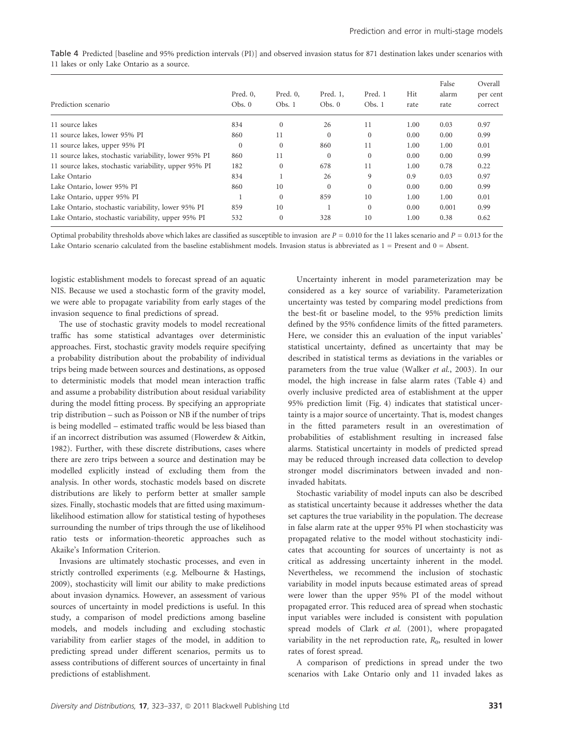Table 4 Predicted [baseline and 95% prediction intervals (PI)] and observed invasion status for 871 destination lakes under scenarios with 11 lakes or only Lake Ontario as a source.

| Prediction scenario | Pred. 0, Obs. 0 | Pred. 0, Obs. 1 | Pred. 1, Obs. 0 | Pred. 1 Obs. 1 | Hit rate | False alarm rate | Overall per cent correct |
|---|---|---|---|---|---|---|---|
| 11 source lakes | 834 | 0 | 26 | 11 | 1.00 | 0.03 | 0.97 |
| 11 source lakes, lower 95% PI | 860 | 11 | 0 | 0 | 0.00 | 0.00 | 0.99 |
| 11 source lakes, upper 95% PI | 0 | 0 | 860 | 11 | 1.00 | 1.00 | 0.01 |
| 11 source lakes, stochastic variability, lower 95% PI | 860 | 11 | 0 | 0 | 0.00 | 0.00 | 0.99 |
| 11 source lakes, stochastic variability, upper 95% PI | 182 | 0 | 678 | 11 | 1.00 | 0.78 | 0.22 |
| Lake Ontario | 834 | 1 | 26 | 9 | 0.9 | 0.03 | 0.97 |
| Lake Ontario, lower 95% PI | 860 | 10 | 0 | 0 | 0.00 | 0.00 | 0.99 |
| Lake Ontario, upper 95% PI | 1 | 0 | 859 | 10 | 1.00 | 1.00 | 0.01 |
| Lake Ontario, stochastic variability, lower 95% PI | 859 | 10 | 1 | 0 | 0.00 | 0.001 | 0.99 |
| Lake Ontario, stochastic variability, upper 95% PI | 532 | 0 | 328 | 10 | 1.00 | 0.38 | 0.62 |

Optimal probability thresholds above which lakes are classified as susceptible to invasion are $P = 0.010$ for the 11 lakes scenario and $P = 0.013$ for the Lake Ontario scenario calculated from the baseline establishment models. Invasion status is abbreviated as 1 = Present and 0 = Absent.

logistic establishment models to forecast spread of an aquatic NIS. Because we used a stochastic form of the gravity model, we were able to propagate variability from early stages of the invasion sequence to final predictions of spread.

The use of stochastic gravity models to model recreational traffic has some statistical advantages over deterministic approaches. First, stochastic gravity models require specifying a probability distribution about the probability of individual trips being made between sources and destinations, as opposed to deterministic models that model mean interaction traffic and assume a probability distribution about residual variability during the model fitting process. By specifying an appropriate trip distribution – such as Poisson or NB if the number of trips is being modelled – estimated traffic would be less biased than if an incorrect distribution was assumed (Flowerdew & Aitkin, 1982). Further, with these discrete distributions, cases where there are zero trips between a source and destination may be modelled explicitly instead of excluding them from the analysis. In other words, stochastic models based on discrete distributions are likely to perform better at smaller sample sizes. Finally, stochastic models that are fitted using maximum-likelihood estimation allow for statistical testing of hypotheses surrounding the number of trips through the use of likelihood ratio tests or information-theoretic approaches such as Akaike's Information Criterion.

Invasions are ultimately stochastic processes, and even in strictly controlled experiments (e.g. Melbourne & Hastings, 2009), stochasticity will limit our ability to make predictions about invasion dynamics. However, an assessment of various sources of uncertainty in model predictions is useful. In this study, a comparison of model predictions among baseline models, and models including and excluding stochastic variability from earlier stages of the model, in addition to predicting spread under different scenarios, permits us to assess contributions of different sources of uncertainty in final predictions of establishment.

Uncertainty inherent in model parameterization may be considered as a key source of variability. Parameterization uncertainty was tested by comparing model predictions from the best-fit or baseline model, to the 95% prediction limits defined by the 95% confidence limits of the fitted parameters. Here, we consider this an evaluation of the input variables' statistical uncertainty, defined as uncertainty that may be described in statistical terms as deviations in the variables or parameters from the true value (Walker *et al.*, 2003). In our model, the high increase in false alarm rates (Table 4) and overly inclusive predicted area of establishment at the upper 95% prediction limit (Fig. 4) indicates that statistical uncertainty is a major source of uncertainty. That is, modest changes in the fitted parameters result in an overestimation of probabilities of establishment resulting in increased false alarms. Statistical uncertainty in models of predicted spread may be reduced through increased data collection to develop stronger model discriminators between invaded and non-invaded habitats.

Stochastic variability of model inputs can also be described as statistical uncertainty because it addresses whether the data set captures the true variability in the population. The decrease in false alarm rate at the upper 95% PI when stochasticity was propagated relative to the model without stochasticity indicates that accounting for sources of uncertainty is not as critical as addressing uncertainty inherent in the model. Nevertheless, we recommend the inclusion of stochastic variability in model inputs because estimated areas of spread were lower than the upper 95% PI of the model without propagated error. This reduced area of spread when stochastic input variables were included is consistent with population spread models of Clark *et al.* (2001), where propagated variability in the net reproduction rate, $R_0$, resulted in lower rates of forest spread.

A comparison of predictions in spread under the two scenarios with Lake Ontario only and 11 invaded lakes as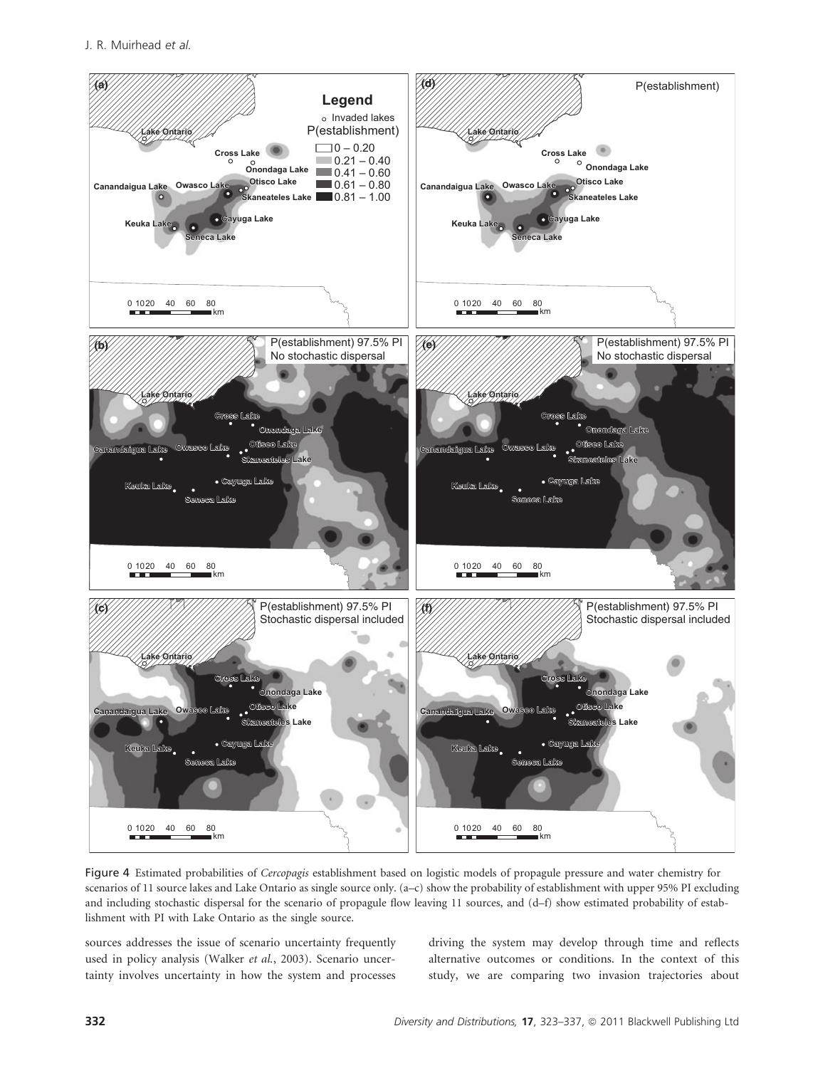Figure 4 Estimated probabilities of *Cercopagis* establishment based on logistic models of propagule pressure and water chemistry for scenarios of 11 source lakes and Lake Ontario as single source only. (a–c) show the probability of establishment with upper 95% PI excluding and including stochastic dispersal for the scenario of propagule flow leaving 11 sources, and (d–f) show estimated probability of establishment with PI with Lake Ontario as the single source.

sources addresses the issue of scenario uncertainty frequently used in policy analysis (Walker *et al.*, 2003). Scenario uncertainty involves uncertainty in how the system and processes driving the system may develop through time and reflects alternative outcomes or conditions. In the context of this study, we are comparing two invasion trajectories about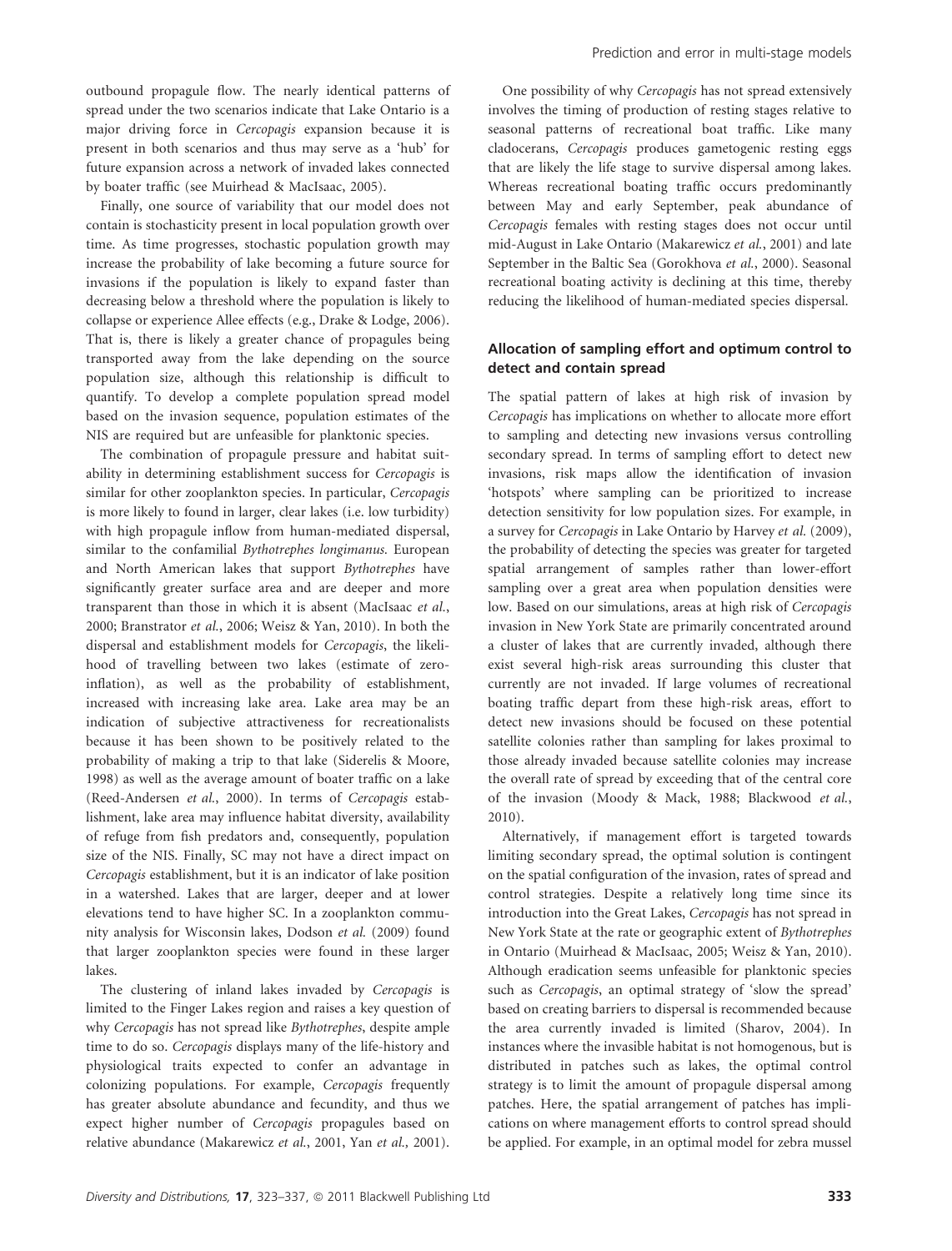outbound propagule flow. The nearly identical patterns of spread under the two scenarios indicate that Lake Ontario is a major driving force in *Cercopagis* expansion because it is present in both scenarios and thus may serve as a 'hub' for future expansion across a network of invaded lakes connected by boater traffic (see Muirhead & MacIsaac, 2005).

Finally, one source of variability that our model does not contain is stochasticity present in local population growth over time. As time progresses, stochastic population growth may increase the probability of lake becoming a future source for invasions if the population is likely to expand faster than decreasing below a threshold where the population is likely to collapse or experience Allee effects (e.g., Drake & Lodge, 2006). That is, there is likely a greater chance of propagules being transported away from the lake depending on the source population size, although this relationship is difficult to quantify. To develop a complete population spread model based on the invasion sequence, population estimates of the NIS are required but are unfeasible for planktonic species.

The combination of propagule pressure and habitat suitability in determining establishment success for *Cercopagis* is similar for other zooplankton species. In particular, *Cercopagis* is more likely to found in larger, clear lakes (i.e. low turbidity) with high propagule inflow from human-mediated dispersal, similar to the confamilial *Bythotrephes longimanus*. European and North American lakes that support *Bythotrephes* have significantly greater surface area and are deeper and more transparent than those in which it is absent (MacIsaac *et al.*, 2000; Branstrator *et al.*, 2006; Weisz & Yan, 2010). In both the dispersal and establishment models for *Cercopagis*, the likelihood of travelling between two lakes (estimate of zero-inflation), as well as the probability of establishment, increased with increasing lake area. Lake area may be an indication of subjective attractiveness for recreationalists because it has been shown to be positively related to the probability of making a trip to that lake (Siderelis & Moore, 1998) as well as the average amount of boater traffic on a lake (Reed-Andersen *et al.*, 2000). In terms of *Cercopagis* establishment, lake area may influence habitat diversity, availability of refuge from fish predators and, consequently, population size of the NIS. Finally, SC may not have a direct impact on *Cercopagis* establishment, but it is an indicator of lake position in a watershed. Lakes that are larger, deeper and at lower elevations tend to have higher SC. In a zooplankton community analysis for Wisconsin lakes, Dodson *et al.* (2009) found that larger zooplankton species were found in these larger lakes.

The clustering of inland lakes invaded by *Cercopagis* is limited to the Finger Lakes region and raises a key question of why *Cercopagis* has not spread like *Bythotrephes*, despite ample time to do so. *Cercopagis* displays many of the life-history and physiological traits expected to confer an advantage in colonizing populations. For example, *Cercopagis* frequently has greater absolute abundance and fecundity, and thus we expect higher number of *Cercopagis* propagules based on relative abundance (Makarewicz *et al.*, 2001, Yan *et al.,* 2001).

One possibility of why *Cercopagis* has not spread extensively involves the timing of production of resting stages relative to seasonal patterns of recreational boat traffic. Like many cladocerans, *Cercopagis* produces gametogenic resting eggs that are likely the life stage to survive dispersal among lakes. Whereas recreational boating traffic occurs predominantly between May and early September, peak abundance of *Cercopagis* females with resting stages does not occur until mid-August in Lake Ontario (Makarewicz *et al.*, 2001) and late September in the Baltic Sea (Gorokhova *et al.*, 2000). Seasonal recreational boating activity is declining at this time, thereby reducing the likelihood of human-mediated species dispersal.

### Allocation of sampling effort and optimum control to detect and contain spread

The spatial pattern of lakes at high risk of invasion by *Cercopagis* has implications on whether to allocate more effort to sampling and detecting new invasions versus controlling secondary spread. In terms of sampling effort to detect new invasions, risk maps allow the identification of invasion 'hotspots' where sampling can be prioritized to increase detection sensitivity for low population sizes. For example, in a survey for *Cercopagis* in Lake Ontario by Harvey *et al.* (2009), the probability of detecting the species was greater for targeted spatial arrangement of samples rather than lower-effort sampling over a great area when population densities were low. Based on our simulations, areas at high risk of *Cercopagis* invasion in New York State are primarily concentrated around a cluster of lakes that are currently invaded, although there exist several high-risk areas surrounding this cluster that currently are not invaded. If large volumes of recreational boating traffic depart from these high-risk areas, effort to detect new invasions should be focused on these potential satellite colonies rather than sampling for lakes proximal to those already invaded because satellite colonies may increase the overall rate of spread by exceeding that of the central core of the invasion (Moody & Mack, 1988; Blackwood *et al.*, 2010).

Alternatively, if management effort is targeted towards limiting secondary spread, the optimal solution is contingent on the spatial configuration of the invasion, rates of spread and control strategies. Despite a relatively long time since its introduction into the Great Lakes, *Cercopagis* has not spread in New York State at the rate or geographic extent of *Bythotrephes* in Ontario (Muirhead & MacIsaac, 2005; Weisz & Yan, 2010). Although eradication seems unfeasible for planktonic species such as *Cercopagis*, an optimal strategy of 'slow the spread' based on creating barriers to dispersal is recommended because the area currently invaded is limited (Sharov, 2004). In instances where the invasible habitat is not homogenous, but is distributed in patches such as lakes, the optimal control strategy is to limit the amount of propagule dispersal among patches. Here, the spatial arrangement of patches has implications on where management efforts to control spread should be applied. For example, in an optimal model for zebra mussel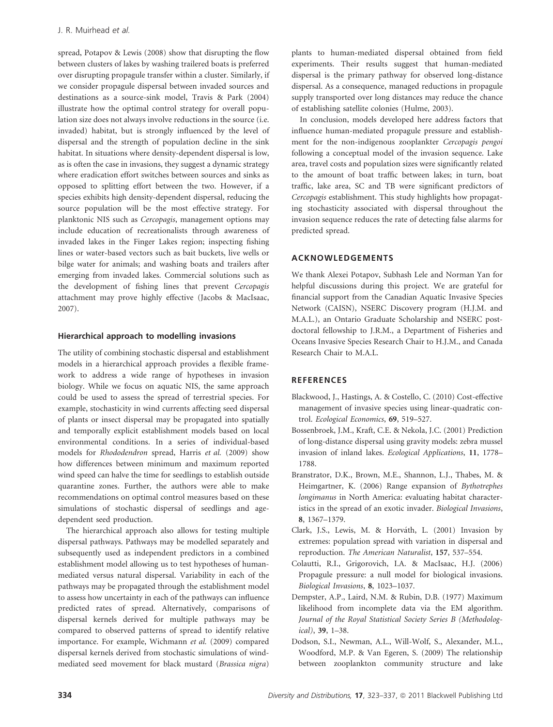spread, Potapov & Lewis (2008) show that disrupting the flow between clusters of lakes by washing trailered boats is preferred over disrupting propagule transfer within a cluster. Similarly, if we consider propagule dispersal between invaded sources and destinations as a source-sink model, Travis & Park (2004) illustrate how the optimal control strategy for overall population size does not always involve reductions in the source (i.e. invaded) habitat, but is strongly influenced by the level of dispersal and the strength of population decline in the sink habitat. In situations where density-dependent dispersal is low, as is often the case in invasions, they suggest a dynamic strategy where eradication effort switches between sources and sinks as opposed to splitting effort between the two. However, if a species exhibits high density-dependent dispersal, reducing the source population will be the most effective strategy. For planktonic NIS such as *Cercopagis*, management options may include education of recreationalists through awareness of invaded lakes in the Finger Lakes region; inspecting fishing lines or water-based vectors such as bait buckets, live wells or bilge water for animals; and washing boats and trailers after emerging from invaded lakes. Commercial solutions such as the development of fishing lines that prevent *Cercopagis* attachment may prove highly effective (Jacobs & MacIsaac, 2007).

### Hierarchical approach to modelling invasions

The utility of combining stochastic dispersal and establishment models in a hierarchical approach provides a flexible framework to address a wide range of hypotheses in invasion biology. While we focus on aquatic NIS, the same approach could be used to assess the spread of terrestrial species. For example, stochasticity in wind currents affecting seed dispersal of plants or insect dispersal may be propagated into spatially and temporally explicit establishment models based on local environmental conditions. In a series of individual-based models for *Rhododendron* spread, Harris *et al.* (2009) show how differences between minimum and maximum reported wind speed can halve the time for seedlings to establish outside quarantine zones. Further, the authors were able to make recommendations on optimal control measures based on these simulations of stochastic dispersal of seedlings and age-dependent seed production.

The hierarchical approach also allows for testing multiple dispersal pathways. Pathways may be modelled separately and subsequently used as independent predictors in a combined establishment model allowing us to test hypotheses of human-mediated versus natural dispersal. Variability in each of the pathways may be propagated through the establishment model to assess how uncertainty in each of the pathways can influence predicted rates of spread. Alternatively, comparisons of dispersal kernels derived for multiple pathways may be compared to observed patterns of spread to identify relative importance. For example, Wichmann *et al.* (2009) compared dispersal kernels derived from stochastic simulations of wind-mediated seed movement for black mustard (*Brassica nigra*) plants to human-mediated dispersal obtained from field experiments. Their results suggest that human-mediated dispersal is the primary pathway for observed long-distance dispersal. As a consequence, managed reductions in propagule supply transported over long distances may reduce the chance of establishing satellite colonies (Hulme, 2003).

In conclusion, models developed here address factors that influence human-mediated propagule pressure and establishment for the non-indigenous zooplankter *Cercopagis pengoi* following a conceptual model of the invasion sequence. Lake area, travel costs and population sizes were significantly related to the amount of boat traffic between lakes; in turn, boat traffic, lake area, SC and TB were significant predictors of *Cercopagis* establishment. This study highlights how propagating stochasticity associated with dispersal throughout the invasion sequence reduces the rate of detecting false alarms for predicted spread.

## ACKNOWLEDGEMENTS

We thank Alexei Potapov, Subhash Lele and Norman Yan for helpful discussions during this project. We are grateful for financial support from the Canadian Aquatic Invasive Species Network (CAISN), NSERC Discovery program (H.J.M. and M.A.L.), an Ontario Graduate Scholarship and NSERC post-doctoral fellowship to J.R.M., a Department of Fisheries and Oceans Invasive Species Research Chair to H.J.M., and Canada Research Chair to M.A.L.

## REFERENCES

Blackwood, J., Hastings, A. & Costello, C. (2010) Cost-effective management of invasive species using linear-quadratic control. *Ecological Economics*, **69**, 519–527.

Bossenbroek, J.M., Kraft, C.E. & Nekola, J.C. (2001) Prediction of long-distance dispersal using gravity models: zebra mussel invasion of inland lakes. *Ecological Applications*, **11**, 1778–1788.

Branstrator, D.K., Brown, M.E., Shannon, L.J., Thabes, M. & Heimgartner, K. (2006) Range expansion of *Bythotrephes longimanus* in North America: evaluating habitat characteristics in the spread of an exotic invader. *Biological Invasions*, **8**, 1367–1379.

Clark, J.S., Lewis, M. & Horváth, L. (2001) Invasion by extremes: population spread with variation in dispersal and reproduction. *The American Naturalist*, **157**, 537–554.

Colautti, R.I., Grigorovich, I.A. & MacIsaac, H.J. (2006) Propagule pressure: a null model for biological invasions. *Biological Invasions*, **8**, 1023–1037.

Dempster, A.P., Laird, N.M. & Rubin, D.B. (1977) Maximum likelihood from incomplete data via the EM algorithm. *Journal of the Royal Statistical Society Series B (Methodological)*, **39**, 1–38.

Dodson, S.I., Newman, A.L., Will-Wolf, S., Alexander, M.L., Woodford, M.P. & Van Egeren, S. (2009) The relationship between zooplankton community structure and lake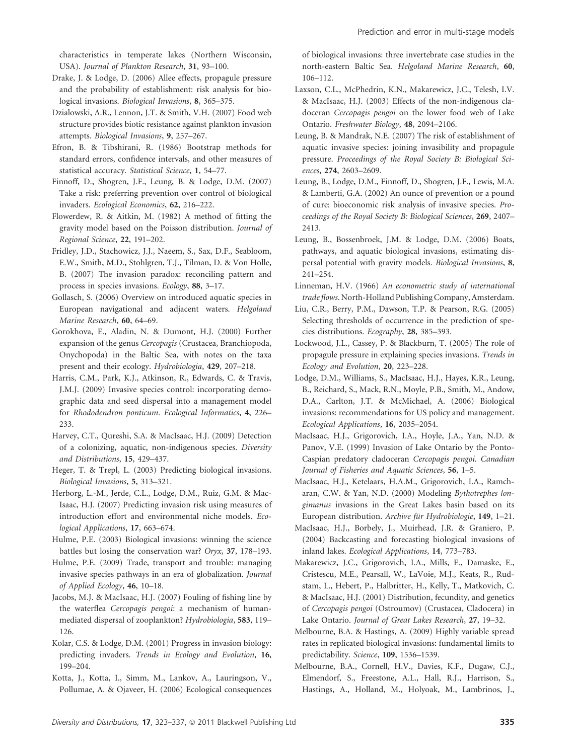characteristics in temperate lakes (Northern Wisconsin, USA). *Journal of Plankton Research*, **31**, 93–100.

Drake, J. & Lodge, D. (2006) Allee effects, propagule pressure and the probability of establishment: risk analysis for biological invasions. *Biological Invasions*, **8**, 365–375.

Dzialowski, A.R., Lennon, J.T. & Smith, V.H. (2007) Food web structure provides biotic resistance against plankton invasion attempts. *Biological Invasions*, **9**, 257–267.

Efron, B. & Tibshirani, R. (1986) Bootstrap methods for standard errors, confidence intervals, and other measures of statistical accuracy. *Statistical Science*, **1**, 54–77.

Finnoff, D., Shogren, J.F., Leung, B. & Lodge, D.M. (2007) Take a risk: preferring prevention over control of biological invaders. *Ecological Economics*, **62**, 216–222.

Flowerdew, R. & Aitkin, M. (1982) A method of fitting the gravity model based on the Poisson distribution. *Journal of Regional Science*, **22**, 191–202.

Fridley, J.D., Stachowicz, J.J., Naeem, S., Sax, D.F., Seabloom, E.W., Smith, M.D., Stohlgren, T.J., Tilman, D. & Von Holle, B. (2007) The invasion paradox: reconciling pattern and process in species invasions. *Ecology*, **88**, 3–17.

Gollasch, S. (2006) Overview on introduced aquatic species in European navigational and adjacent waters. *Helgoland Marine Research*, **60**, 64–69.

Gorokhova, E., Aladin, N. & Dumont, H.J. (2000) Further expansion of the genus *Cercopagis* (Crustacea, Branchiopoda, Onychopoda) in the Baltic Sea, with notes on the taxa present and their ecology. *Hydrobiologia*, **429**, 207–218.

Harris, C.M., Park, K.J., Atkinson, R., Edwards, C. & Travis, J.M.J. (2009) Invasive species control: incorporating demographic data and seed dispersal into a management model for *Rhododendron ponticum*. *Ecological Informatics*, **4**, 226–233.

Harvey, C.T., Qureshi, S.A. & MacIsaac, H.J. (2009) Detection of a colonizing, aquatic, non-indigenous species. *Diversity and Distributions*, **15**, 429–437.

Heger, T. & Trepl, L. (2003) Predicting biological invasions. *Biological Invasions*, **5**, 313–321.

Herborg, L.-M., Jerde, C.L., Lodge, D.M., Ruiz, G.M. & MacIsaac, H.J. (2007) Predicting invasion risk using measures of introduction effort and environmental niche models. *Ecological Applications*, **17**, 663–674.

Hulme, P.E. (2003) Biological invasions: winning the science battles but losing the conservation war? *Oryx*, **37**, 178–193.

Hulme, P.E. (2009) Trade, transport and trouble: managing invasive species pathways in an era of globalization. *Journal of Applied Ecology*, **46**, 10–18.

Jacobs, M.J. & MacIsaac, H.J. (2007) Fouling of fishing line by the waterflea *Cercopagis pengoi*: a mechanism of human-mediated dispersal of zooplankton? *Hydrobiologia*, **583**, 119–126.

Kolar, C.S. & Lodge, D.M. (2001) Progress in invasion biology: predicting invaders. *Trends in Ecology and Evolution*, **16**, 199–204.

Kotta, J., Kotta, I., Simm, M., Lankov, A., Lauringson, V., Pollumae, A. & Ojaveer, H. (2006) Ecological consequences of biological invasions: three invertebrate case studies in the north-eastern Baltic Sea. *Helgoland Marine Research*, **60**, 106–112.

Laxson, C.L., McPhedrin, K.N., Makarewicz, J.C., Telesh, I.V. & MacIsaac, H.J. (2003) Effects of the non-indigenous cladoceran *Cercopagis pengoi* on the lower food web of Lake Ontario. *Freshwater Biology*, **48**, 2094–2106.

Leung, B. & Mandrak, N.E. (2007) The risk of establishment of aquatic invasive species: joining invasibility and propagule pressure. *Proceedings of the Royal Society B: Biological Sciences*, **274**, 2603–2609.

Leung, B., Lodge, D.M., Finnoff, D., Shogren, J.F., Lewis, M.A. & Lamberti, G.A. (2002) An ounce of prevention or a pound of cure: bioeconomic risk analysis of invasive species. *Proceedings of the Royal Society B: Biological Sciences*, **269**, 2407–2413.

Leung, B., Bossenbroek, J.M. & Lodge, D.M. (2006) Boats, pathways, and aquatic biological invasions, estimating dispersal potential with gravity models. *Biological Invasions*, **8**, 241–254.

Linneman, H.V. (1966) *An econometric study of international trade flows*. North-Holland Publishing Company, Amsterdam.

Liu, C.R., Berry, P.M., Dawson, T.P. & Pearson, R.G. (2005) Selecting thresholds of occurrence in the prediction of species distributions. *Ecography*, **28**, 385–393.

Lockwood, J.L., Cassey, P. & Blackburn, T. (2005) The role of propagule pressure in explaining species invasions. *Trends in Ecology and Evolution*, **20**, 223–228.

Lodge, D.M., Williams, S., MacIsaac, H.J., Hayes, K.R., Leung, B., Reichard, S., Mack, R.N., Moyle, P.B., Smith, M., Andow, D.A., Carlton, J.T. & McMichael, A. (2006) Biological invasions: recommendations for US policy and management. *Ecological Applications*, **16**, 2035–2054.

MacIsaac, H.J., Grigorovich, I.A., Hoyle, J.A., Yan, N.D. & Panov, V.E. (1999) Invasion of Lake Ontario by the Ponto-Caspian predatory cladoceran *Cercopagis pengoi*. *Canadian Journal of Fisheries and Aquatic Sciences*, **56**, 1–5.

MacIsaac, H.J., Ketelaars, H.A.M., Grigorovich, I.A., Ramcharan, C.W. & Yan, N.D. (2000) Modeling *Bythotrephes longimanus* invasions in the Great Lakes basin based on its European distribution. *Archive für Hydrobiologie*, **149**, 1–21.

MacIsaac, H.J., Borbely, J., Muirhead, J.R. & Graniero, P. (2004) Backcasting and forecasting biological invasions of inland lakes. *Ecological Applications*, **14**, 773–783.

Makarewicz, J.C., Grigorovich, I.A., Mills, E., Damaske, E., Cristescu, M.E., Pearsall, W., LaVoie, M.J., Keats, R., Rudstam, L., Hebert, P., Halbritter, H., Kelly, T., Matkovich, C. & MacIsaac, H.J. (2001) Distribution, fecundity, and genetics of *Cercopagis pengoi* (Ostroumov) (Crustacea, Cladocera) in Lake Ontario. *Journal of Great Lakes Research*, **27**, 19–32.

Melbourne, B.A. & Hastings, A. (2009) Highly variable spread rates in replicated biological invasions: fundamental limits to predictability. *Science*, **109**, 1536–1539.

Melbourne, B.A., Cornell, H.V., Davies, K.F., Dugaw, C.J., Elmendorf, S., Freestone, A.L., Hall, R.J., Harrison, S., Hastings, A., Holland, M., Holyoak, M., Lambrinos, J.,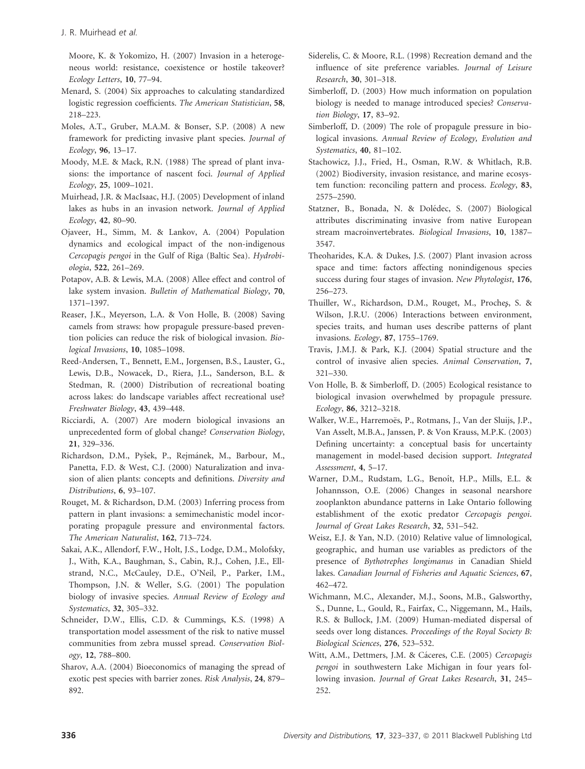Moore, K. & Yokomizo, H. (2007) Invasion in a heterogeneous world: resistance, coexistence or hostile takeover? *Ecology Letters*, **10**, 77–94.

Menard, S. (2004) Six approaches to calculating standardized logistic regression coefficients. *The American Statistician*, **58**, 218–223.

Moles, A.T., Gruber, M.A.M. & Bonser, S.P. (2008) A new framework for predicting invasive plant species. *Journal of Ecology*, **96**, 13–17.

Moody, M.E. & Mack, R.N. (1988) The spread of plant invasions: the importance of nascent foci. *Journal of Applied Ecology*, **25**, 1009–1021.

Muirhead, J.R. & MacIsaac, H.J. (2005) Development of inland lakes as hubs in an invasion network. *Journal of Applied Ecology*, **42**, 80–90.

Ojaveer, H., Simm, M. & Lankov, A. (2004) Population dynamics and ecological impact of the non-indigenous *Cercopagis pengoi* in the Gulf of Riga (Baltic Sea). *Hydrobiologia*, **522**, 261–269.

Potapov, A.B. & Lewis, M.A. (2008) Allee effect and control of lake system invasion. *Bulletin of Mathematical Biology*, **70**, 1371–1397.

Reaser, J.K., Meyerson, L.A. & Von Holle, B. (2008) Saving camels from straws: how propagule pressure-based prevention policies can reduce the risk of biological invasion. *Biological Invasions*, **10**, 1085–1098.

Reed-Andersen, T., Bennett, E.M., Jorgensen, B.S., Lauster, G., Lewis, D.B., Nowacek, D., Riera, J.L., Sanderson, B.L. & Stedman, R. (2000) Distribution of recreational boating across lakes: do landscape variables affect recreational use? *Freshwater Biology*, **43**, 439–448.

Ricciardi, A. (2007) Are modern biological invasions an unprecedented form of global change? *Conservation Biology*, **21**, 329–336.

Richardson, D.M., Pyšek, P., Rejmánek, M., Barbour, M., Panetta, F.D. & West, C.J. (2000) Naturalization and invasion of alien plants: concepts and definitions. *Diversity and Distributions*, **6**, 93–107.

Rouget, M. & Richardson, D.M. (2003) Inferring process from pattern in plant invasions: a semimechanistic model incorporating propagule pressure and environmental factors. *The American Naturalist*, **162**, 713–724.

Sakai, A.K., Allendorf, F.W., Holt, J.S., Lodge, D.M., Molofsky, J., With, K.A., Baughman, S., Cabin, R.J., Cohen, J.E., Ellstrand, N.C., McCauley, D.E., O'Neil, P., Parker, I.M., Thompson, J.N. & Weller, S.G. (2001) The population biology of invasive species. *Annual Review of Ecology and Systematics*, **32**, 305–332.

Schneider, D.W., Ellis, C.D. & Cummings, K.S. (1998) A transportation model assessment of the risk to native mussel communities from zebra mussel spread. *Conservation Biology*, **12**, 788–800.

Sharov, A.A. (2004) Bioeconomics of managing the spread of exotic pest species with barrier zones. *Risk Analysis*, **24**, 879–892.

Siderelis, C. & Moore, R.L. (1998) Recreation demand and the influence of site preference variables. *Journal of Leisure Research*, **30**, 301–318.

Simberloff, D. (2003) How much information on population biology is needed to manage introduced species? *Conservation Biology*, **17**, 83–92.

Simberloff, D. (2009) The role of propagule pressure in biological invasions. *Annual Review of Ecology, Evolution and Systematics*, **40**, 81–102.

Stachowicz, J.J., Fried, H., Osman, R.W. & Whitlach, R.B. (2002) Biodiversity, invasion resistance, and marine ecosystem function: reconciling pattern and process. *Ecology*, **83**, 2575–2590.

Statzner, B., Bonada, N. & Dolédec, S. (2007) Biological attributes discriminating invasive from native European stream macroinvertebrates. *Biological Invasions*, **10**, 1387–3547.

Theoharides, K.A. & Dukes, J.S. (2007) Plant invasion across space and time: factors affecting nonindigenous species success during four stages of invasion. *New Phytologist*, **176**, 256–273.

Thuiller, W., Richardson, D.M., Rouget, M., Procheş, S. & Wilson, J.R.U. (2006) Interactions between environment, species traits, and human uses describe patterns of plant invasions. *Ecology*, **87**, 1755–1769.

Travis, J.M.J. & Park, K.J. (2004) Spatial structure and the control of invasive alien species. *Animal Conservation*, **7**, 321–330.

Von Holle, B. & Simberloff, D. (2005) Ecological resistance to biological invasion overwhelmed by propagule pressure. *Ecology*, **86**, 3212–3218.

Walker, W.E., Harremoës, P., Rotmans, J., Van der Sluijs, J.P., Van Asselt, M.B.A., Janssen, P. & Von Krauss, M.P.K. (2003) Defining uncertainty: a conceptual basis for uncertainty management in model-based decision support. *Integrated Assessment*, **4**, 5–17.

Warner, D.M., Rudstam, L.G., Benoît, H.P., Mills, E.L. & Johannsson, O.E. (2006) Changes in seasonal nearshore zooplankton abundance patterns in Lake Ontario following establishment of the exotic predator *Cercopagis pengoi*. *Journal of Great Lakes Research*, **32**, 531–542.

Weisz, E.J. & Yan, N.D. (2010) Relative value of limnological, geographic, and human use variables as predictors of the presence of *Bythotrephes longimanus* in Canadian Shield lakes. *Canadian Journal of Fisheries and Aquatic Sciences*, **67**, 462–472.

Wichmann, M.C., Alexander, M.J., Soons, M.B., Galsworthy, S., Dunne, L., Gould, R., Fairfax, C., Niggemann, M., Hails, R.S. & Bullock, J.M. (2009) Human-mediated dispersal of seeds over long distances. *Proceedings of the Royal Society B: Biological Sciences*, **276**, 523–532.

Witt, A.M., Dettmers, J.M. & Cáceres, C.E. (2005) *Cercopagis pengoi* in southwestern Lake Michigan in four years following invasion. *Journal of Great Lakes Research*, **31**, 245–252.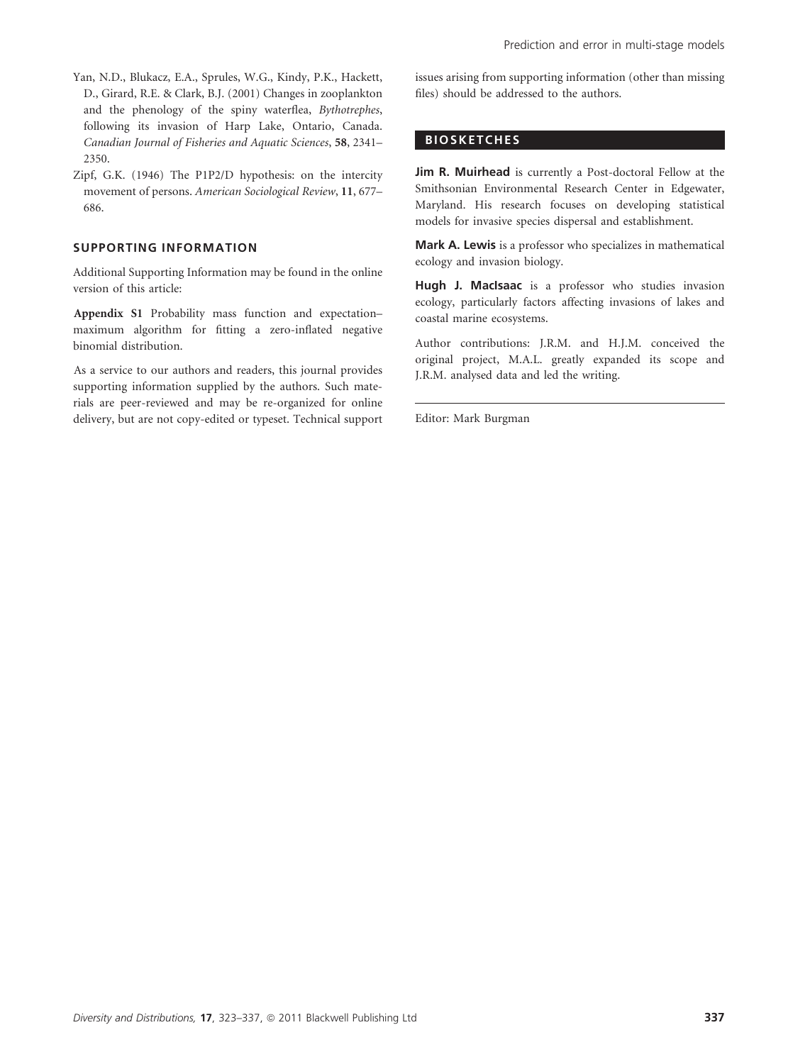Yan, N.D., Blukacz, E.A., Sprules, W.G., Kindy, P.K., Hackett, D., Girard, R.E. & Clark, B.J. (2001) Changes in zooplankton and the phenology of the spiny waterflea, *Bythotrephes*, following its invasion of Harp Lake, Ontario, Canada. *Canadian Journal of Fisheries and Aquatic Sciences*, **58**, 2341–2350.

Zipf, G.K. (1946) The P1P2/D hypothesis: on the intercity movement of persons. *American Sociological Review*, **11**, 677–686.

## SUPPORTING INFORMATION

Additional Supporting Information may be found in the online version of this article:

**Appendix S1** Probability mass function and expectation–maximum algorithm for fitting a zero-inflated negative binomial distribution.

As a service to our authors and readers, this journal provides supporting information supplied by the authors. Such materials are peer-reviewed and may be re-organized for online delivery, but are not copy-edited or typeset. Technical support issues arising from supporting information (other than missing files) should be addressed to the authors.

## BIOSKETCHES

**Jim R. Muirhead** is currently a Post-doctoral Fellow at the Smithsonian Environmental Research Center in Edgewater, Maryland. His research focuses on developing statistical models for invasive species dispersal and establishment.

**Mark A. Lewis** is a professor who specializes in mathematical ecology and invasion biology.

**Hugh J. MacIsaac** is a professor who studies invasion ecology, particularly factors affecting invasions of lakes and coastal marine ecosystems.

Author contributions: J.R.M. and H.J.M. conceived the original project, M.A.L. greatly expanded its scope and J.R.M. analysed data and led the writing.

Editor: Mark Burgman